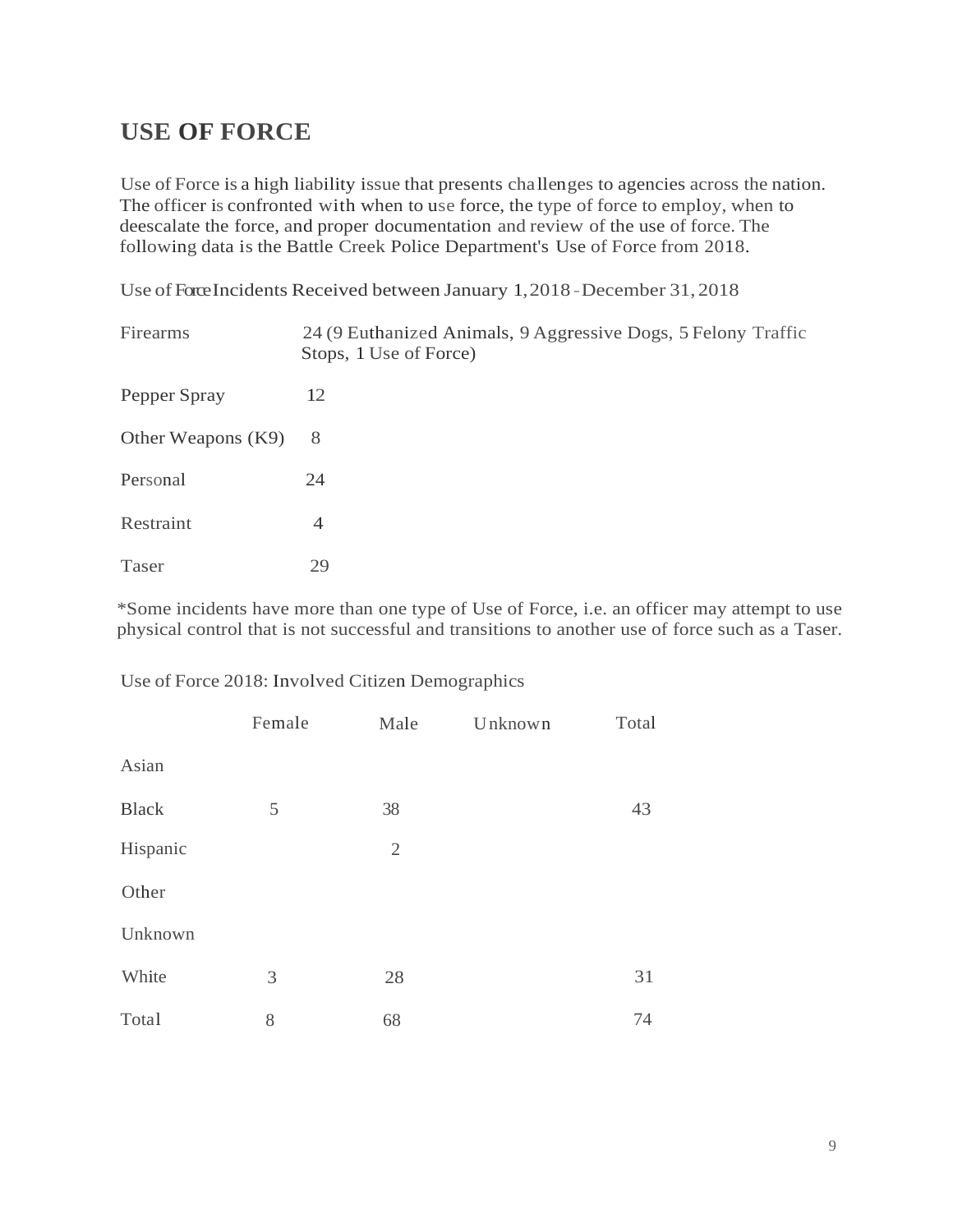## USE OF FORCE

Use of Force is a high liability issue that presents challenges to agencies across the nation. The officer is confronted with when to use force, the type of force to employ, when to deescalate the force, and proper documentation and review of the use of force. The following data is the Battle Creek Police Department's Use of Force from 2018.

Use of Force Incidents Received between January 1, 2018 - December 31, 2018

| | |
|---|---|
| Firearms | 24 (9 Euthanized Animals, 9 Aggressive Dogs, 5 Felony Traffic Stops, 1 Use of Force) |
| Pepper Spray | 12 |
| Other Weapons (K9) | 8 |
| Personal | 24 |
| Restraint | 4 |
| Taser | 29 |

*Some incidents have more than one type of Use of Force, i.e. an officer may attempt to use physical control that is not successful and transitions to another use of force such as a Taser.

Use of Force 2018: Involved Citizen Demographics

| | Female | Male | Unknown | Total |
|---|---|---|---|---|
| Asian | | | | |
| Black | 5 | 38 | | 43 |
| Hispanic | | 2 | | |
| Other | | | | |
| Unknown | | | | |
| White | 3 | 28 | | 31 |
| Total | 8 | 68 | | 74 |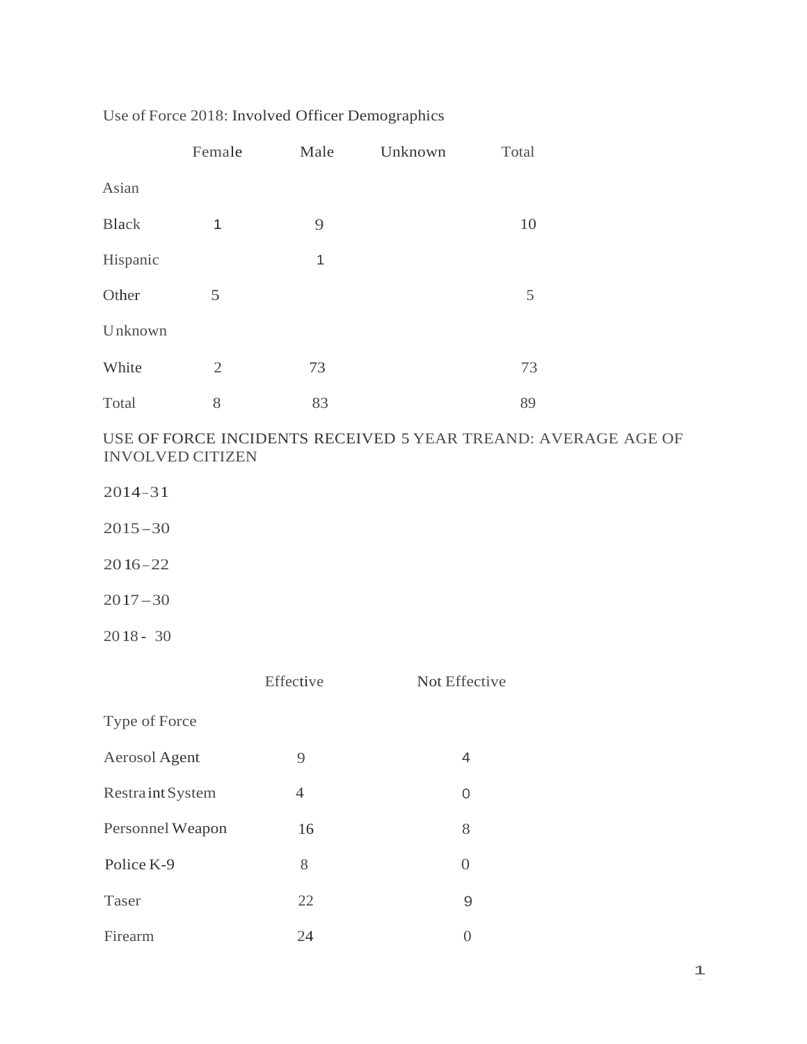Use of Force 2018: Involved Officer Demographics

| | Female | Male | Unknown | Total |
|---|---|---|---|---|
| Asian | | | | |
| Black | 1 | 9 | | 10 |
| Hispanic | | 1 | | |
| Other | 5 | | | 5 |
| Unknown | | | | |
| White | 2 | 73 | | 73 |
| Total | 8 | 83 | | 89 |

USE OF FORCE INCIDENTS RECEIVED 5 YEAR TREAND: AVERAGE AGE OF INVOLVED CITIZEN

2014–31

2015–30

2016–22

2017–30

2018 - 30

| | Effective | Not Effective |
|---|---|---|
| Type of Force | | |
| Aerosol Agent | 9 | 4 |
| Restraint System | 4 | 0 |
| Personnel Weapon | 16 | 8 |
| Police K-9 | 8 | 0 |
| Taser | 22 | 9 |
| Firearm | 24 | 0 |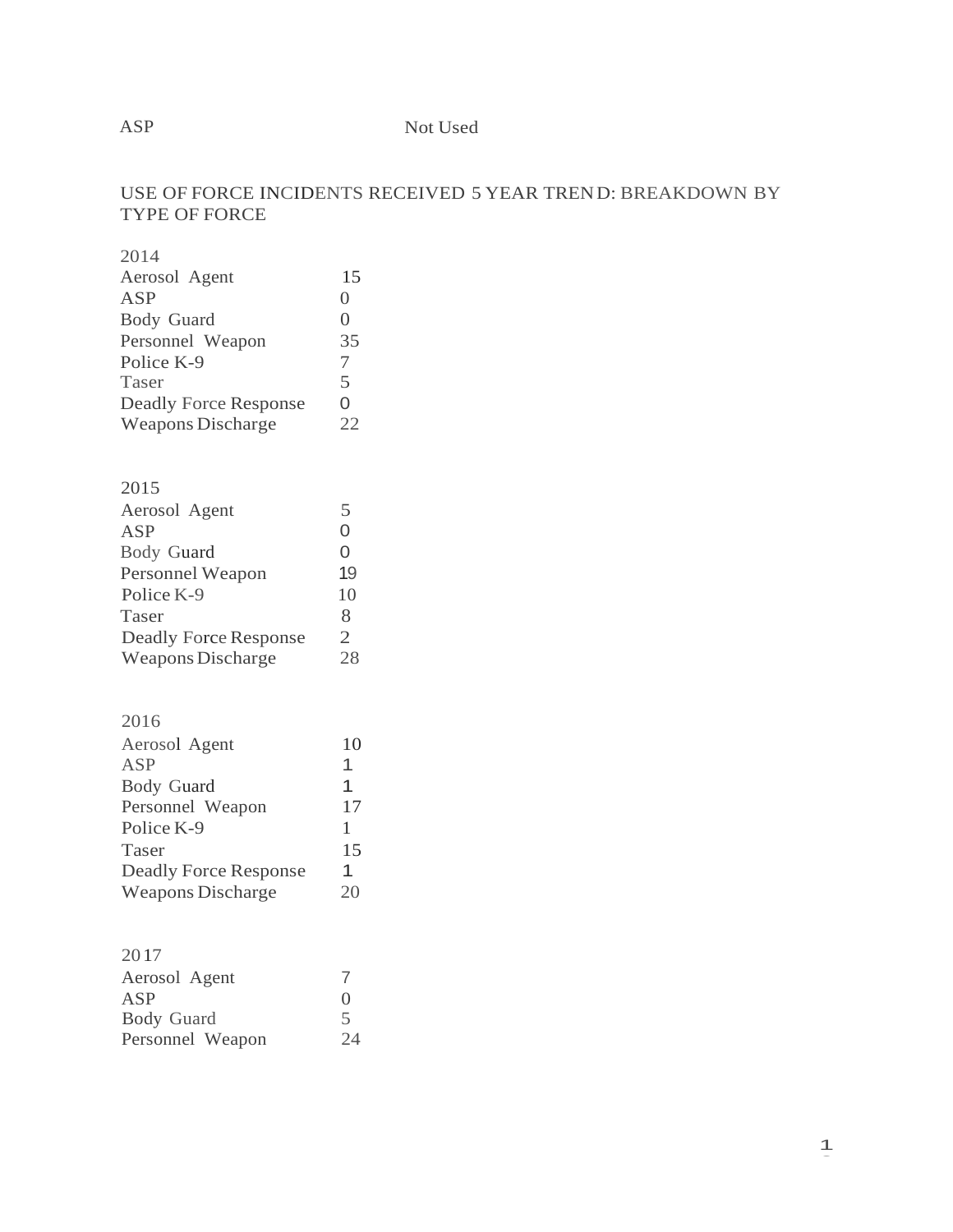| | |
|---|---|
| ASP | Not Used |

## USE OF FORCE INCIDENTS RECEIVED 5 YEAR TREND: BREAKDOWN BY TYPE OF FORCE

**2014**

| | |
|---|---|
| Aerosol Agent | 15 |
| ASP | 0 |
| Body Guard | 0 |
| Personnel Weapon | 35 |
| Police K-9 | 7 |
| Taser | 5 |
| Deadly Force Response | 0 |
| Weapons Discharge | 22 |

**2015**

| | |
|---|---|
| Aerosol Agent | 5 |
| ASP | 0 |
| Body Guard | 0 |
| Personnel Weapon | 19 |
| Police K-9 | 10 |
| Taser | 8 |
| Deadly Force Response | 2 |
| Weapons Discharge | 28 |

**2016**

| | |
|---|---|
| Aerosol Agent | 10 |
| ASP | 1 |
| Body Guard | 1 |
| Personnel Weapon | 17 |
| Police K-9 | 1 |
| Taser | 15 |
| Deadly Force Response | 1 |
| Weapons Discharge | 20 |

**2017**

| | |
|---|---|
| Aerosol Agent | 7 |
| ASP | 0 |
| Body Guard | 5 |
| Personnel Weapon | 24 |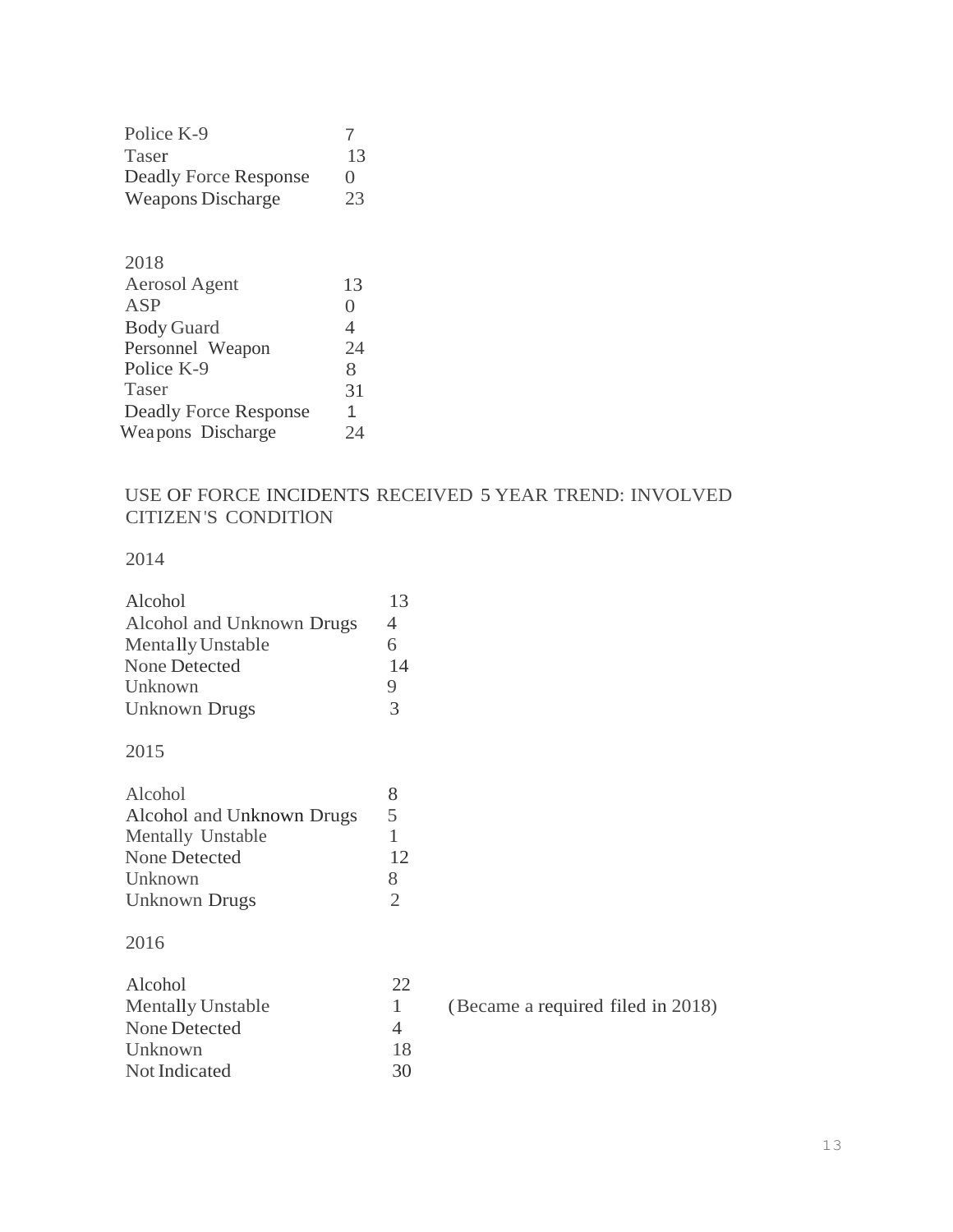| | |
|---|---|
| Police K-9 | 7 |
| Taser | 13 |
| Deadly Force Response | 0 |
| Weapons Discharge | 23 |

2018

| | |
|---|---|
| Aerosol Agent | 13 |
| ASP | 0 |
| Body Guard | 4 |
| Personnel Weapon | 24 |
| Police K-9 | 8 |
| Taser | 31 |
| Deadly Force Response | 1 |
| Weapons Discharge | 24 |

USE OF FORCE INCIDENTS RECEIVED 5 YEAR TREND: INVOLVED CITIZEN'S CONDITlON

2014

| | |
|---|---|
| Alcohol | 13 |
| Alcohol and Unknown Drugs | 4 |
| Mentally Unstable | 6 |
| None Detected | 14 |
| Unknown | 9 |
| Unknown Drugs | 3 |

2015

| | |
|---|---|
| Alcohol | 8 |
| Alcohol and Unknown Drugs | 5 |
| Mentally Unstable | 1 |
| None Detected | 12 |
| Unknown | 8 |
| Unknown Drugs | 2 |

2016

| | | |
|---|---|---|
| Alcohol | 22 | |
| Mentally Unstable | 1 | (Became a required filed in 2018) |
| None Detected | 4 | |
| Unknown | 18 | |
| Not Indicated | 30 | |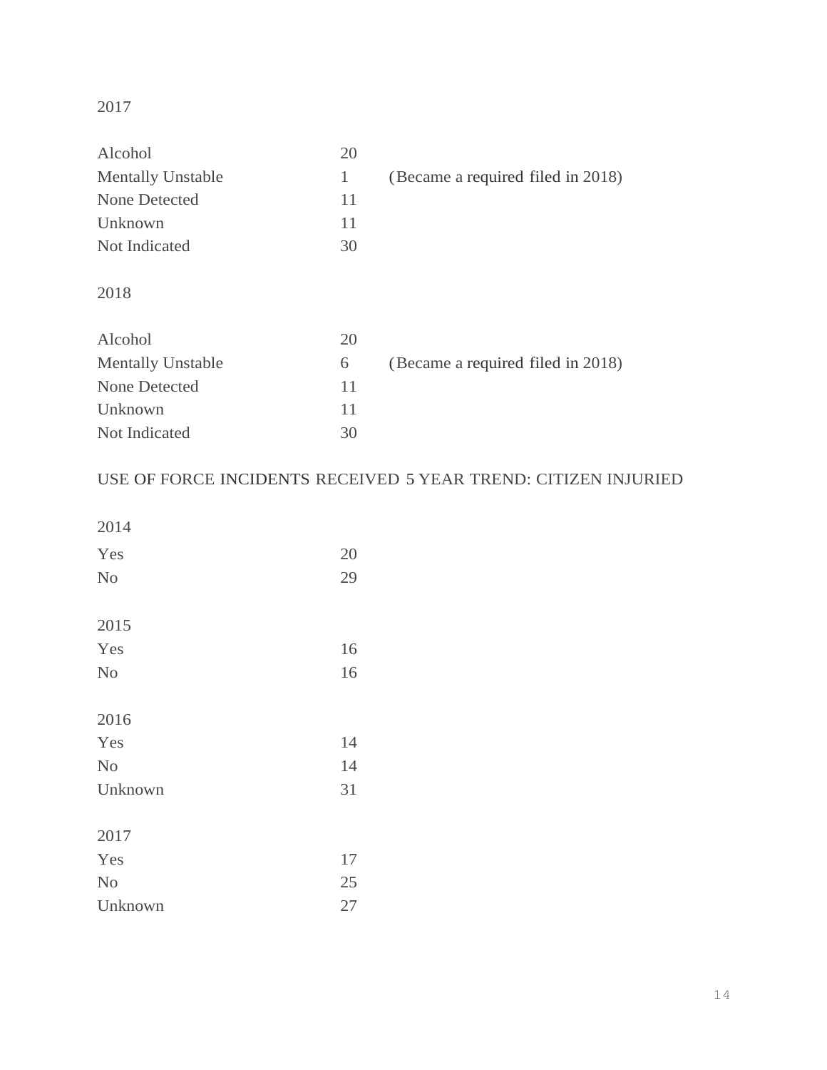2017

| | | |
|---|---|---|
| Alcohol | 20 | |
| Mentally Unstable | 1 | (Became a required filed in 2018) |
| None Detected | 11 | |
| Unknown | 11 | |
| Not Indicated | 30 | |

2018

| | | |
|---|---|---|
| Alcohol | 20 | |
| Mentally Unstable | 6 | (Became a required filed in 2018) |
| None Detected | 11 | |
| Unknown | 11 | |
| Not Indicated | 30 | |

USE OF FORCE INCIDENTS RECEIVED 5 YEAR TREND: CITIZEN INJURIED

2014

| | |
|---|---|
| Yes | 20 |
| No | 29 |

2015

| | |
|---|---|
| Yes | 16 |
| No | 16 |

2016

| | |
|---|---|
| Yes | 14 |
| No | 14 |
| Unknown | 31 |

2017

| | |
|---|---|
| Yes | 17 |
| No | 25 |
| Unknown | 27 |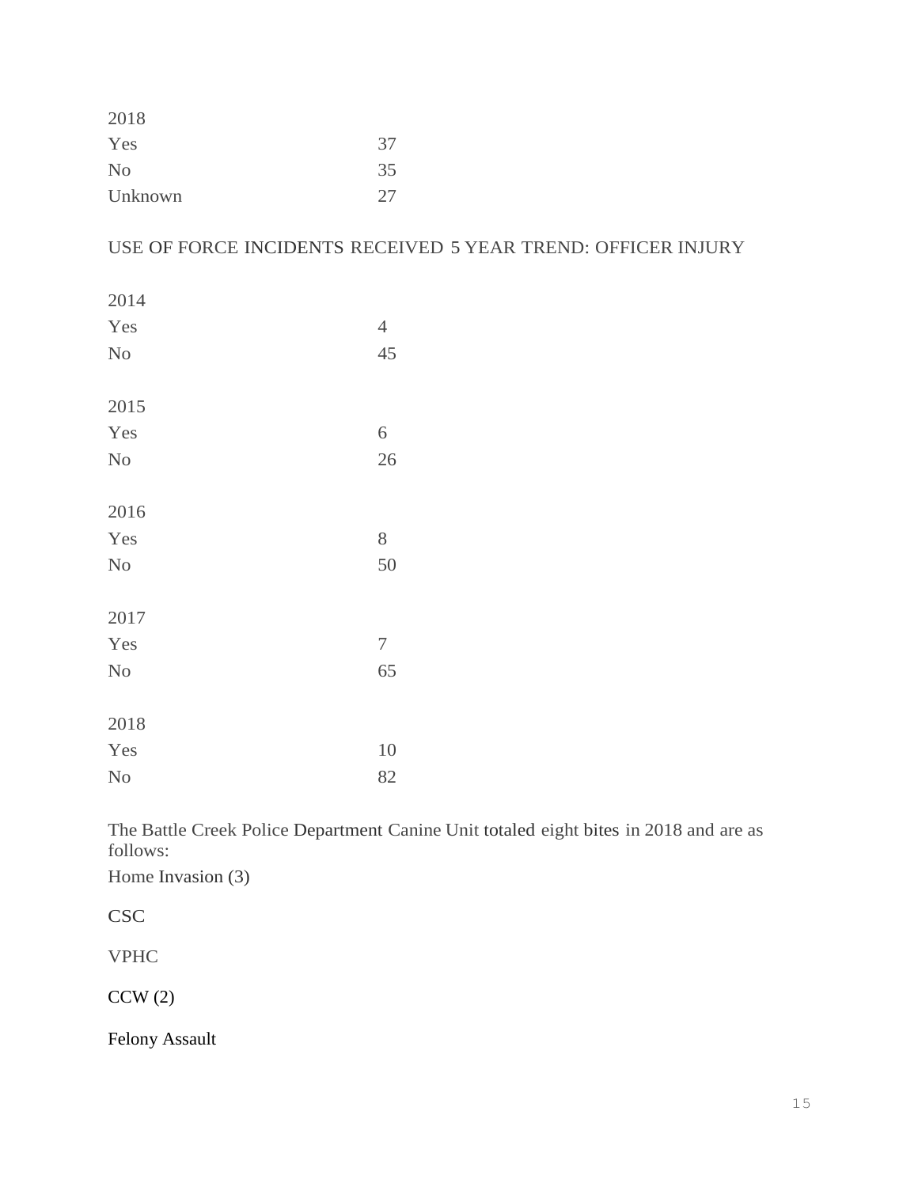| | |
|---|---|
| 2018 | |
| Yes | 37 |
| No | 35 |
| Unknown | 27 |

USE OF FORCE INCIDENTS RECEIVED 5 YEAR TREND: OFFICER INJURY

| | |
|---|---|
| 2014 | |
| Yes | 4 |
| No | 45 |
| | |
| 2015 | |
| Yes | 6 |
| No | 26 |
| | |
| 2016 | |
| Yes | 8 |
| No | 50 |
| | |
| 2017 | |
| Yes | 7 |
| No | 65 |
| | |
| 2018 | |
| Yes | 10 |
| No | 82 |

The Battle Creek Police Department Canine Unit totaled eight bites in 2018 and are as follows:

Home Invasion (3)

CSC

VPHC

CCW (2)

Felony Assault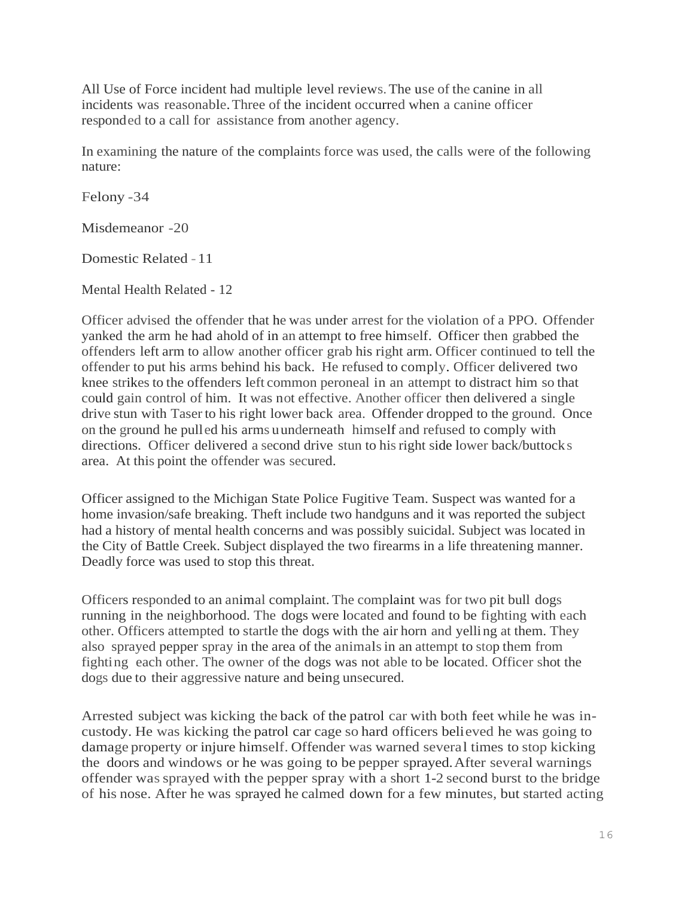All Use of Force incident had multiple level reviews. The use of the canine in all incidents was reasonable. Three of the incident occurred when a canine officer responded to a call for assistance from another agency.

In examining the nature of the complaints force was used, the calls were of the following nature:

Felony -34

Misdemeanor -20

Domestic Related - 11

Mental Health Related - 12

Officer advised the offender that he was under arrest for the violation of a PPO. Offender yanked the arm he had ahold of in an attempt to free himself. Officer then grabbed the offenders left arm to allow another officer grab his right arm. Officer continued to tell the offender to put his arms behind his back. He refused to comply. Officer delivered two knee strikes to the offenders left common peroneal in an attempt to distract him so that could gain control of him. It was not effective. Another officer then delivered a single drive stun with Taser to his right lower back area. Offender dropped to the ground. Once on the ground he pulled his arms uunderneath himself and refused to comply with directions. Officer delivered a second drive stun to his right side lower back/buttocks area. At this point the offender was secured.

Officer assigned to the Michigan State Police Fugitive Team. Suspect was wanted for a home invasion/safe breaking. Theft include two handguns and it was reported the subject had a history of mental health concerns and was possibly suicidal. Subject was located in the City of Battle Creek. Subject displayed the two firearms in a life threatening manner. Deadly force was used to stop this threat.

Officers responded to an animal complaint. The complaint was for two pit bull dogs running in the neighborhood. The dogs were located and found to be fighting with each other. Officers attempted to startle the dogs with the air horn and yelling at them. They also sprayed pepper spray in the area of the animals in an attempt to stop them from fighting each other. The owner of the dogs was not able to be located. Officer shot the dogs due to their aggressive nature and being unsecured.

Arrested subject was kicking the back of the patrol car with both feet while he was in-custody. He was kicking the patrol car cage so hard officers believed he was going to damage property or injure himself. Offender was warned several times to stop kicking the doors and windows or he was going to be pepper sprayed. After several warnings offender was sprayed with the pepper spray with a short 1-2 second burst to the bridge of his nose. After he was sprayed he calmed down for a few minutes, but started acting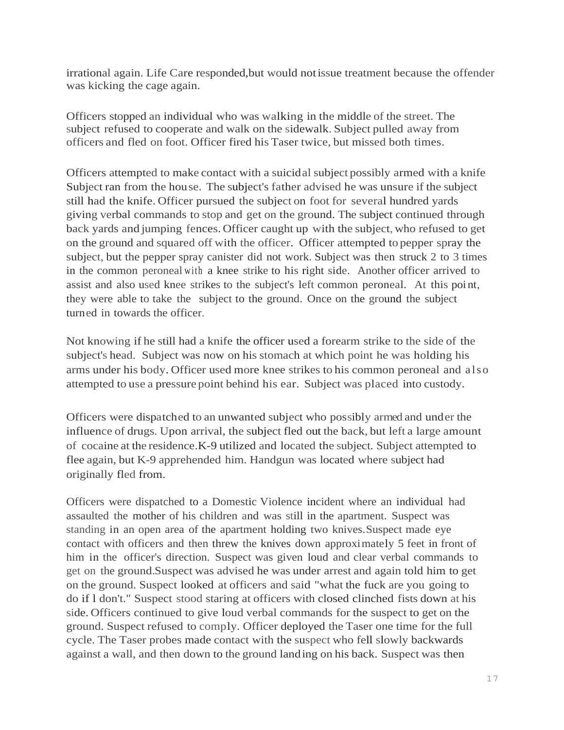irrational again. Life Care responded,but would not issue treatment because the offender was kicking the cage again.

Officers stopped an individual who was walking in the middle of the street. The subject refused to cooperate and walk on the sidewalk. Subject pulled away from officers and fled on foot. Officer fired his Taser twice, but missed both times.

Officers attempted to make contact with a suicidal subject possibly armed with a knife Subject ran from the house. The subject's father advised he was unsure if the subject still had the knife. Officer pursued the subject on foot for several hundred yards giving verbal commands to stop and get on the ground. The subject continued through back yards and jumping fences. Officer caught up with the subject, who refused to get on the ground and squared off with the officer. Officer attempted to pepper spray the subject, but the pepper spray canister did not work. Subject was then struck 2 to 3 times in the common peroneal with a knee strike to his right side. Another officer arrived to assist and also used knee strikes to the subject's left common peroneal. At this point, they were able to take the subject to the ground. Once on the ground the subject turned in towards the officer.

Not knowing if he still had a knife the officer used a forearm strike to the side of the subject's head. Subject was now on his stomach at which point he was holding his arms under his body. Officer used more knee strikes to his common peroneal and also attempted to use a pressure point behind his ear. Subject was placed into custody.

Officers were dispatched to an unwanted subject who possibly armed and under the influence of drugs. Upon arrival, the subject fled out the back, but left a large amount of cocaine at the residence.K-9 utilized and located the subject. Subject attempted to flee again, but K-9 apprehended him. Handgun was located where subject had originally fled from.

Officers were dispatched to a Domestic Violence incident where an individual had assaulted the mother of his children and was still in the apartment. Suspect was standing in an open area of the apartment holding two knives.Suspect made eye contact with officers and then threw the knives down approximately 5 feet in front of him in the officer's direction. Suspect was given loud and clear verbal commands to get on the ground.Suspect was advised he was under arrest and again told him to get on the ground. Suspect looked at officers and said "what the fuck are you going to do if l don't." Suspect stood staring at officers with closed clinched fists down at his side. Officers continued to give loud verbal commands for the suspect to get on the ground. Suspect refused to comply. Officer deployed the Taser one time for the full cycle. The Taser probes made contact with the suspect who fell slowly backwards against a wall, and then down to the ground landing on his back. Suspect was then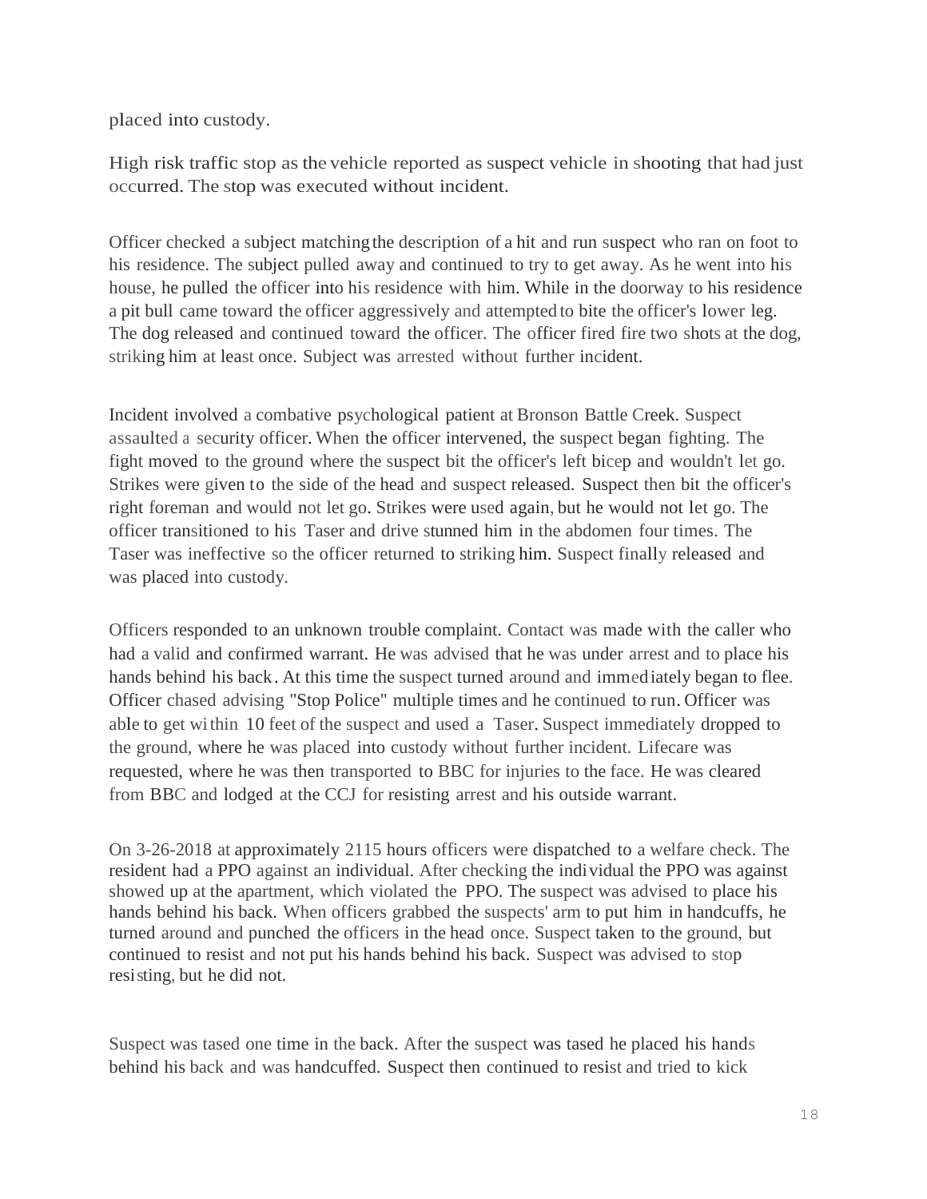placed into custody.

High risk traffic stop as the vehicle reported as suspect vehicle in shooting that had just occurred. The stop was executed without incident.

Officer checked a subject matching the description of a hit and run suspect who ran on foot to his residence. The subject pulled away and continued to try to get away. As he went into his house, he pulled the officer into his residence with him. While in the doorway to his residence a pit bull came toward the officer aggressively and attempted to bite the officer's lower leg. The dog released and continued toward the officer. The officer fired fire two shots at the dog, striking him at least once. Subject was arrested without further incident.

Incident involved a combative psychological patient at Bronson Battle Creek. Suspect assaulted a security officer. When the officer intervened, the suspect began fighting. The fight moved to the ground where the suspect bit the officer's left bicep and wouldn't let go. Strikes were given to the side of the head and suspect released. Suspect then bit the officer's right foreman and would not let go. Strikes were used again, but he would not let go. The officer transitioned to his Taser and drive stunned him in the abdomen four times. The Taser was ineffective so the officer returned to striking him. Suspect finally released and was placed into custody.

Officers responded to an unknown trouble complaint. Contact was made with the caller who had a valid and confirmed warrant. He was advised that he was under arrest and to place his hands behind his back. At this time the suspect turned around and immediately began to flee. Officer chased advising "Stop Police" multiple times and he continued to run. Officer was able to get within 10 feet of the suspect and used a Taser. Suspect immediately dropped to the ground, where he was placed into custody without further incident. Lifecare was requested, where he was then transported to BBC for injuries to the face. He was cleared from BBC and lodged at the CCJ for resisting arrest and his outside warrant.

On 3-26-2018 at approximately 2115 hours officers were dispatched to a welfare check. The resident had a PPO against an individual. After checking the individual the PPO was against showed up at the apartment, which violated the PPO. The suspect was advised to place his hands behind his back. When officers grabbed the suspects' arm to put him in handcuffs, he turned around and punched the officers in the head once. Suspect taken to the ground, but continued to resist and not put his hands behind his back. Suspect was advised to stop resisting, but he did not.

Suspect was tased one time in the back. After the suspect was tased he placed his hands behind his back and was handcuffed. Suspect then continued to resist and tried to kick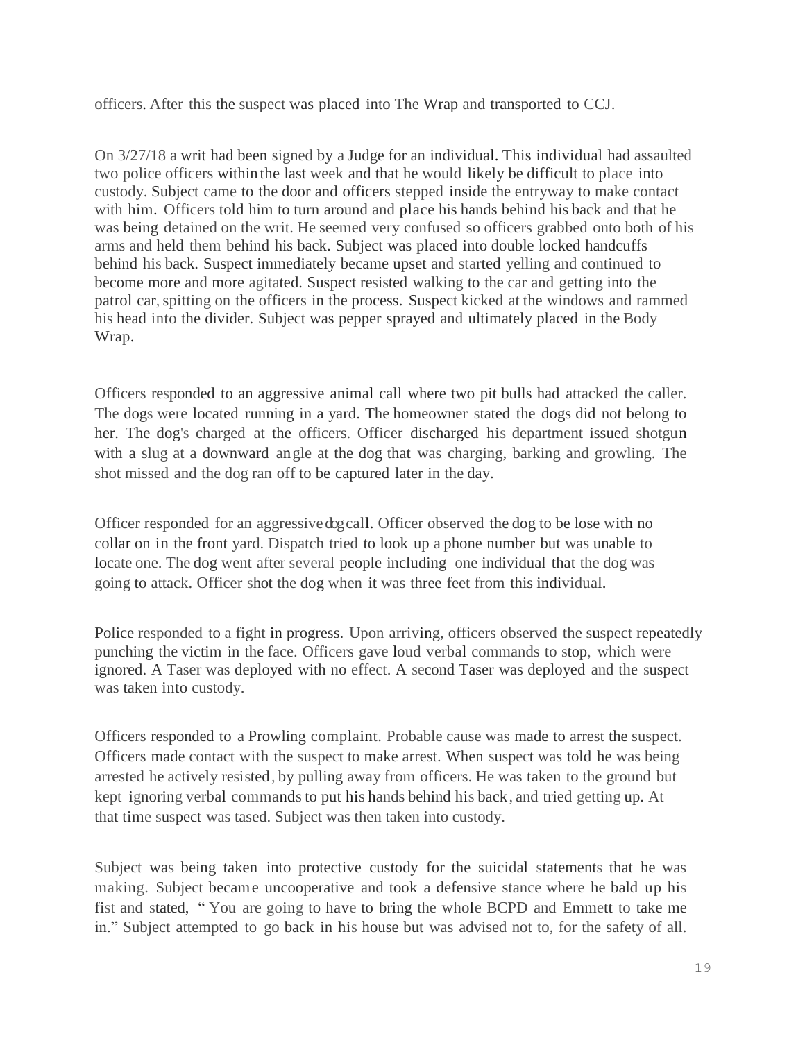officers. After this the suspect was placed into The Wrap and transported to CCJ.

On 3/27/18 a writ had been signed by a Judge for an individual. This individual had assaulted two police officers within the last week and that he would likely be difficult to place into custody. Subject came to the door and officers stepped inside the entryway to make contact with him. Officers told him to turn around and place his hands behind his back and that he was being detained on the writ. He seemed very confused so officers grabbed onto both of his arms and held them behind his back. Subject was placed into double locked handcuffs behind his back. Suspect immediately became upset and started yelling and continued to become more and more agitated. Suspect resisted walking to the car and getting into the patrol car, spitting on the officers in the process. Suspect kicked at the windows and rammed his head into the divider. Subject was pepper sprayed and ultimately placed in the Body Wrap.

Officers responded to an aggressive animal call where two pit bulls had attacked the caller. The dogs were located running in a yard. The homeowner stated the dogs did not belong to her. The dog's charged at the officers. Officer discharged his department issued shotgun with a slug at a downward angle at the dog that was charging, barking and growling. The shot missed and the dog ran off to be captured later in the day.

Officer responded for an aggressive dog call. Officer observed the dog to be lose with no collar on in the front yard. Dispatch tried to look up a phone number but was unable to locate one. The dog went after several people including one individual that the dog was going to attack. Officer shot the dog when it was three feet from this individual.

Police responded to a fight in progress. Upon arriving, officers observed the suspect repeatedly punching the victim in the face. Officers gave loud verbal commands to stop, which were ignored. A Taser was deployed with no effect. A second Taser was deployed and the suspect was taken into custody.

Officers responded to a Prowling complaint. Probable cause was made to arrest the suspect. Officers made contact with the suspect to make arrest. When suspect was told he was being arrested he actively resisted, by pulling away from officers. He was taken to the ground but kept ignoring verbal commands to put his hands behind his back, and tried getting up. At that time suspect was tased. Subject was then taken into custody.

Subject was being taken into protective custody for the suicidal statements that he was making. Subject became uncooperative and took a defensive stance where he bald up his fist and stated, " You are going to have to bring the whole BCPD and Emmett to take me in." Subject attempted to go back in his house but was advised not to, for the safety of all.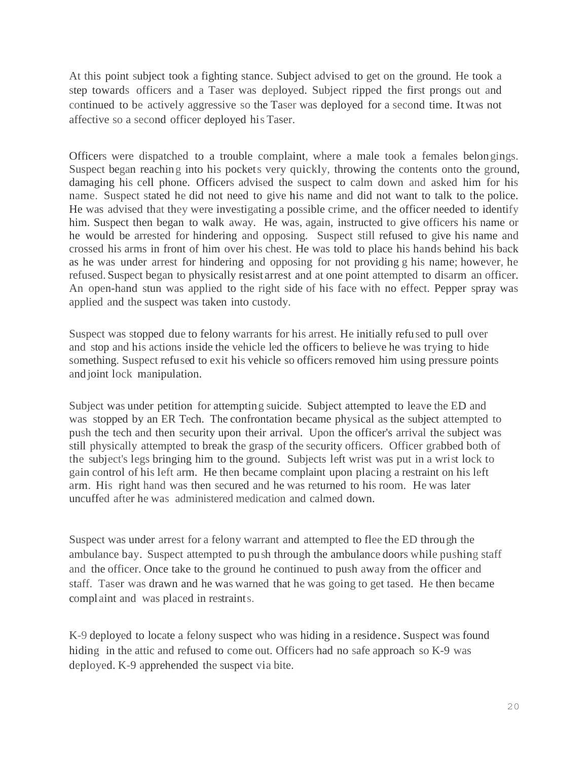At this point subject took a fighting stance. Subject advised to get on the ground. He took a step towards officers and a Taser was deployed. Subject ripped the first prongs out and continued to be actively aggressive so the Taser was deployed for a second time. It was not affective so a second officer deployed his Taser.

Officers were dispatched to a trouble complaint, where a male took a females belongings. Suspect began reaching into his pockets very quickly, throwing the contents onto the ground, damaging his cell phone. Officers advised the suspect to calm down and asked him for his name. Suspect stated he did not need to give his name and did not want to talk to the police. He was advised that they were investigating a possible crime, and the officer needed to identify him. Suspect then began to walk away. He was, again, instructed to give officers his name or he would be arrested for hindering and opposing. Suspect still refused to give his name and crossed his arms in front of him over his chest. He was told to place his hands behind his back as he was under arrest for hindering and opposing for not providing g his name; however, he refused. Suspect began to physically resist arrest and at one point attempted to disarm an officer. An open-hand stun was applied to the right side of his face with no effect. Pepper spray was applied and the suspect was taken into custody.

Suspect was stopped due to felony warrants for his arrest. He initially refused to pull over and stop and his actions inside the vehicle led the officers to believe he was trying to hide something. Suspect refused to exit his vehicle so officers removed him using pressure points and joint lock manipulation.

Subject was under petition for attempting suicide. Subject attempted to leave the ED and was stopped by an ER Tech. The confrontation became physical as the subject attempted to push the tech and then security upon their arrival. Upon the officer's arrival the subject was still physically attempted to break the grasp of the security officers. Officer grabbed both of the subject's legs bringing him to the ground. Subjects left wrist was put in a wrist lock to gain control of his left arm. He then became complaint upon placing a restraint on his left arm. His right hand was then secured and he was returned to his room. He was later uncuffed after he was administered medication and calmed down.

Suspect was under arrest for a felony warrant and attempted to flee the ED through the ambulance bay. Suspect attempted to push through the ambulance doors while pushing staff and the officer. Once take to the ground he continued to push away from the officer and staff. Taser was drawn and he was warned that he was going to get tased. He then became complaint and was placed in restraints.

K-9 deployed to locate a felony suspect who was hiding in a residence. Suspect was found hiding in the attic and refused to come out. Officers had no safe approach so K-9 was deployed. K-9 apprehended the suspect via bite.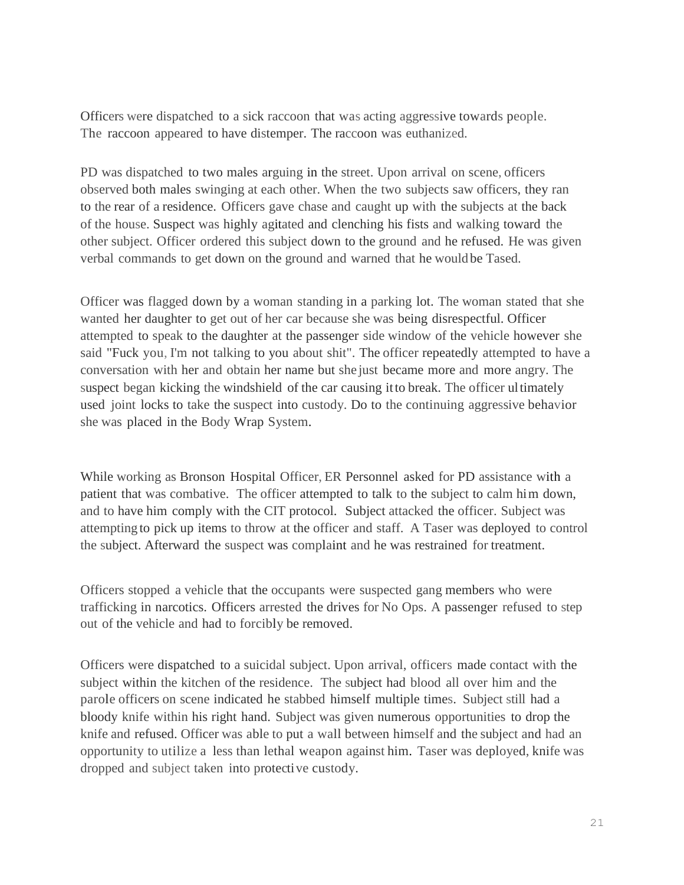Officers were dispatched to a sick raccoon that was acting aggressive towards people. The raccoon appeared to have distemper. The raccoon was euthanized.

PD was dispatched to two males arguing in the street. Upon arrival on scene, officers observed both males swinging at each other. When the two subjects saw officers, they ran to the rear of a residence. Officers gave chase and caught up with the subjects at the back of the house. Suspect was highly agitated and clenching his fists and walking toward the other subject. Officer ordered this subject down to the ground and he refused. He was given verbal commands to get down on the ground and warned that he would be Tased.

Officer was flagged down by a woman standing in a parking lot. The woman stated that she wanted her daughter to get out of her car because she was being disrespectful. Officer attempted to speak to the daughter at the passenger side window of the vehicle however she said "Fuck you, I'm not talking to you about shit". The officer repeatedly attempted to have a conversation with her and obtain her name but she just became more and more angry. The suspect began kicking the windshield of the car causing it to break. The officer ultimately used joint locks to take the suspect into custody. Do to the continuing aggressive behavior she was placed in the Body Wrap System.

While working as Bronson Hospital Officer, ER Personnel asked for PD assistance with a patient that was combative. The officer attempted to talk to the subject to calm him down, and to have him comply with the CIT protocol. Subject attacked the officer. Subject was attempting to pick up items to throw at the officer and staff. A Taser was deployed to control the subject. Afterward the suspect was complaint and he was restrained for treatment.

Officers stopped a vehicle that the occupants were suspected gang members who were trafficking in narcotics. Officers arrested the drives for No Ops. A passenger refused to step out of the vehicle and had to forcibly be removed.

Officers were dispatched to a suicidal subject. Upon arrival, officers made contact with the subject within the kitchen of the residence. The subject had blood all over him and the parole officers on scene indicated he stabbed himself multiple times. Subject still had a bloody knife within his right hand. Subject was given numerous opportunities to drop the knife and refused. Officer was able to put a wall between himself and the subject and had an opportunity to utilize a less than lethal weapon against him. Taser was deployed, knife was dropped and subject taken into protective custody.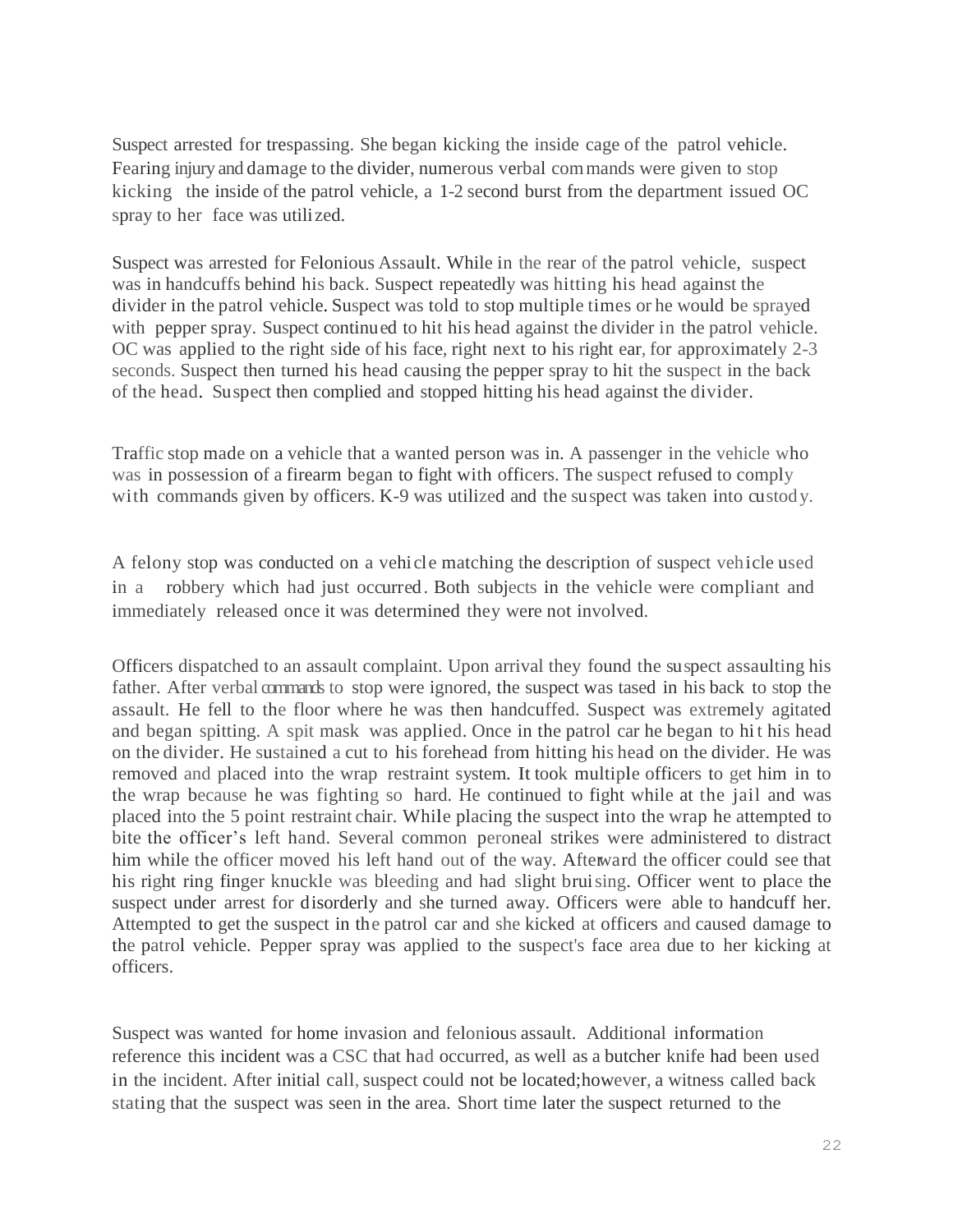Suspect arrested for trespassing. She began kicking the inside cage of the patrol vehicle. Fearing injury and damage to the divider, numerous verbal commands were given to stop kicking the inside of the patrol vehicle, a 1-2 second burst from the department issued OC spray to her face was utilized.

Suspect was arrested for Felonious Assault. While in the rear of the patrol vehicle, suspect was in handcuffs behind his back. Suspect repeatedly was hitting his head against the divider in the patrol vehicle. Suspect was told to stop multiple times or he would be sprayed with pepper spray. Suspect continued to hit his head against the divider in the patrol vehicle. OC was applied to the right side of his face, right next to his right ear, for approximately 2-3 seconds. Suspect then turned his head causing the pepper spray to hit the suspect in the back of the head. Suspect then complied and stopped hitting his head against the divider.

Traffic stop made on a vehicle that a wanted person was in. A passenger in the vehicle who was in possession of a firearm began to fight with officers. The suspect refused to comply with commands given by officers. K-9 was utilized and the suspect was taken into custody.

A felony stop was conducted on a vehicle matching the description of suspect vehicle used in a robbery which had just occurred. Both subjects in the vehicle were compliant and immediately released once it was determined they were not involved.

Officers dispatched to an assault complaint. Upon arrival they found the suspect assaulting his father. After verbal commands to stop were ignored, the suspect was tased in his back to stop the assault. He fell to the floor where he was then handcuffed. Suspect was extremely agitated and began spitting. A spit mask was applied. Once in the patrol car he began to hit his head on the divider. He sustained a cut to his forehead from hitting his head on the divider. He was removed and placed into the wrap restraint system. It took multiple officers to get him in to the wrap because he was fighting so hard. He continued to fight while at the jail and was placed into the 5 point restraint chair. While placing the suspect into the wrap he attempted to bite the officer's left hand. Several common peroneal strikes were administered to distract him while the officer moved his left hand out of the way. Afterward the officer could see that his right ring finger knuckle was bleeding and had slight bruising. Officer went to place the suspect under arrest for disorderly and she turned away. Officers were able to handcuff her. Attempted to get the suspect in the patrol car and she kicked at officers and caused damage to the patrol vehicle. Pepper spray was applied to the suspect's face area due to her kicking at officers.

Suspect was wanted for home invasion and felonious assault. Additional information reference this incident was a CSC that had occurred, as well as a butcher knife had been used in the incident. After initial call, suspect could not be located;however, a witness called back stating that the suspect was seen in the area. Short time later the suspect returned to the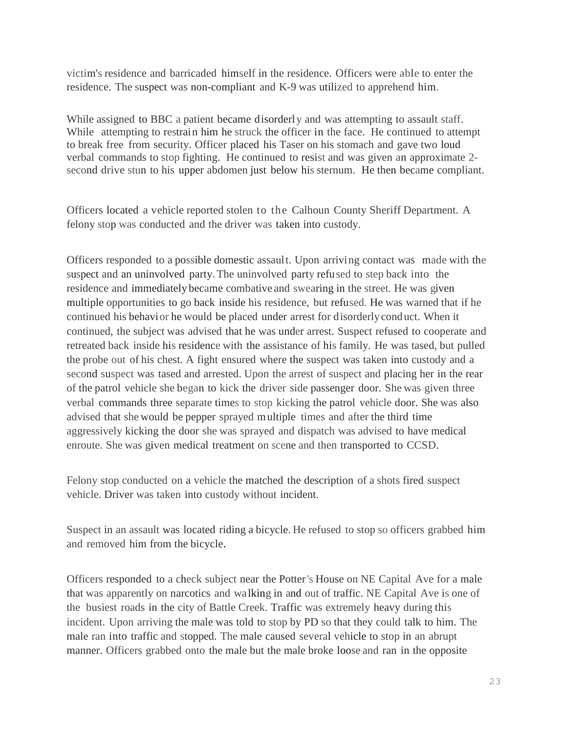victim's residence and barricaded himself in the residence. Officers were able to enter the residence. The suspect was non-compliant and K-9 was utilized to apprehend him.

While assigned to BBC a patient became disorderly and was attempting to assault staff. While attempting to restrain him he struck the officer in the face. He continued to attempt to break free from security. Officer placed his Taser on his stomach and gave two loud verbal commands to stop fighting. He continued to resist and was given an approximate 2-second drive stun to his upper abdomen just below his sternum. He then became compliant.

Officers located a vehicle reported stolen to the Calhoun County Sheriff Department. A felony stop was conducted and the driver was taken into custody.

Officers responded to a possible domestic assault. Upon arriving contact was made with the suspect and an uninvolved party. The uninvolved party refused to step back into the residence and immediately became combative and swearing in the street. He was given multiple opportunities to go back inside his residence, but refused. He was warned that if he continued his behavior he would be placed under arrest for disorderly conduct. When it continued, the subject was advised that he was under arrest. Suspect refused to cooperate and retreated back inside his residence with the assistance of his family. He was tased, but pulled the probe out of his chest. A fight ensured where the suspect was taken into custody and a second suspect was tased and arrested. Upon the arrest of suspect and placing her in the rear of the patrol vehicle she began to kick the driver side passenger door. She was given three verbal commands three separate times to stop kicking the patrol vehicle door. She was also advised that she would be pepper sprayed multiple times and after the third time aggressively kicking the door she was sprayed and dispatch was advised to have medical enroute. She was given medical treatment on scene and then transported to CCSD.

Felony stop conducted on a vehicle the matched the description of a shots fired suspect vehicle. Driver was taken into custody without incident.

Suspect in an assault was located riding a bicycle. He refused to stop so officers grabbed him and removed him from the bicycle.

Officers responded to a check subject near the Potter's House on NE Capital Ave for a male that was apparently on narcotics and walking in and out of traffic. NE Capital Ave is one of the busiest roads in the city of Battle Creek. Traffic was extremely heavy during this incident. Upon arriving the male was told to stop by PD so that they could talk to him. The male ran into traffic and stopped. The male caused several vehicle to stop in an abrupt manner. Officers grabbed onto the male but the male broke loose and ran in the opposite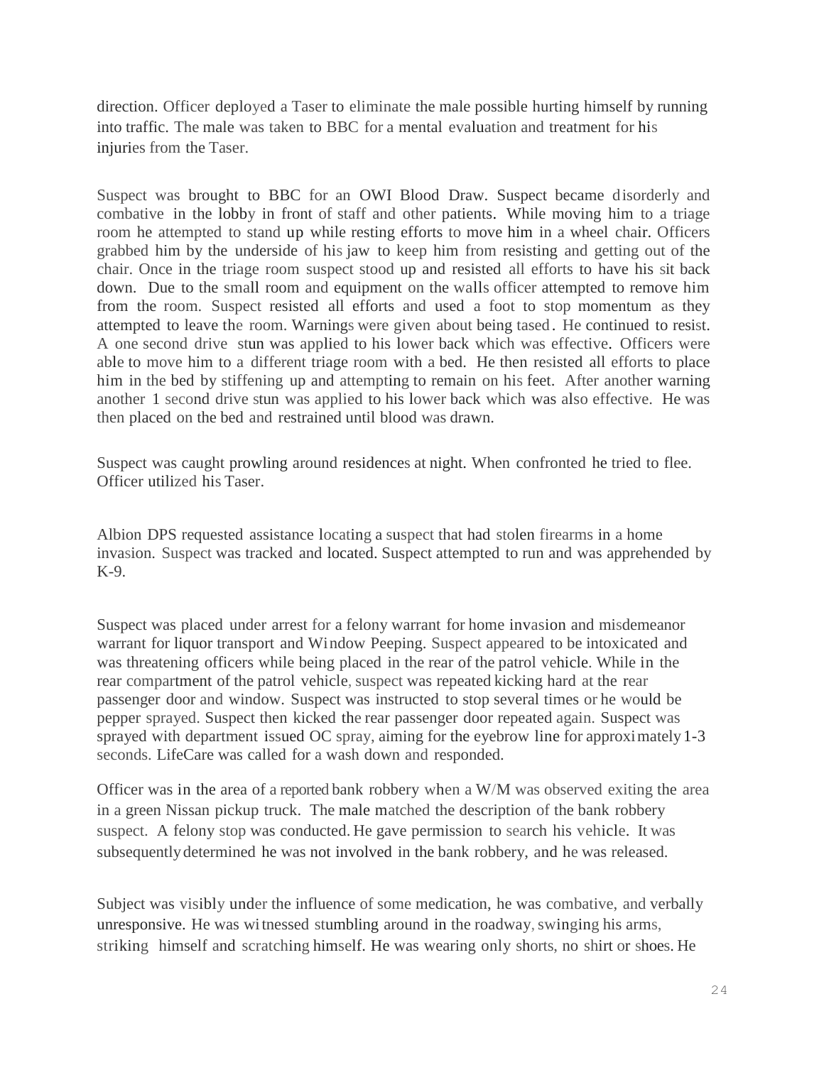direction. Officer deployed a Taser to eliminate the male possible hurting himself by running into traffic. The male was taken to BBC for a mental evaluation and treatment for his injuries from the Taser.

Suspect was brought to BBC for an OWI Blood Draw. Suspect became disorderly and combative in the lobby in front of staff and other patients. While moving him to a triage room he attempted to stand up while resting efforts to move him in a wheel chair. Officers grabbed him by the underside of his jaw to keep him from resisting and getting out of the chair. Once in the triage room suspect stood up and resisted all efforts to have his sit back down. Due to the small room and equipment on the walls officer attempted to remove him from the room. Suspect resisted all efforts and used a foot to stop momentum as they attempted to leave the room. Warnings were given about being tased. He continued to resist. A one second drive stun was applied to his lower back which was effective. Officers were able to move him to a different triage room with a bed. He then resisted all efforts to place him in the bed by stiffening up and attempting to remain on his feet. After another warning another 1 second drive stun was applied to his lower back which was also effective. He was then placed on the bed and restrained until blood was drawn.

Suspect was caught prowling around residences at night. When confronted he tried to flee. Officer utilized his Taser.

Albion DPS requested assistance locating a suspect that had stolen firearms in a home invasion. Suspect was tracked and located. Suspect attempted to run and was apprehended by K-9.

Suspect was placed under arrest for a felony warrant for home invasion and misdemeanor warrant for liquor transport and Window Peeping. Suspect appeared to be intoxicated and was threatening officers while being placed in the rear of the patrol vehicle. While in the rear compartment of the patrol vehicle, suspect was repeated kicking hard at the rear passenger door and window. Suspect was instructed to stop several times or he would be pepper sprayed. Suspect then kicked the rear passenger door repeated again. Suspect was sprayed with department issued OC spray, aiming for the eyebrow line for approximately 1-3 seconds. LifeCare was called for a wash down and responded.

Officer was in the area of a reported bank robbery when a W/M was observed exiting the area in a green Nissan pickup truck. The male matched the description of the bank robbery suspect. A felony stop was conducted. He gave permission to search his vehicle. It was subsequently determined he was not involved in the bank robbery, and he was released.

Subject was visibly under the influence of some medication, he was combative, and verbally unresponsive. He was witnessed stumbling around in the roadway, swinging his arms, striking himself and scratching himself. He was wearing only shorts, no shirt or shoes. He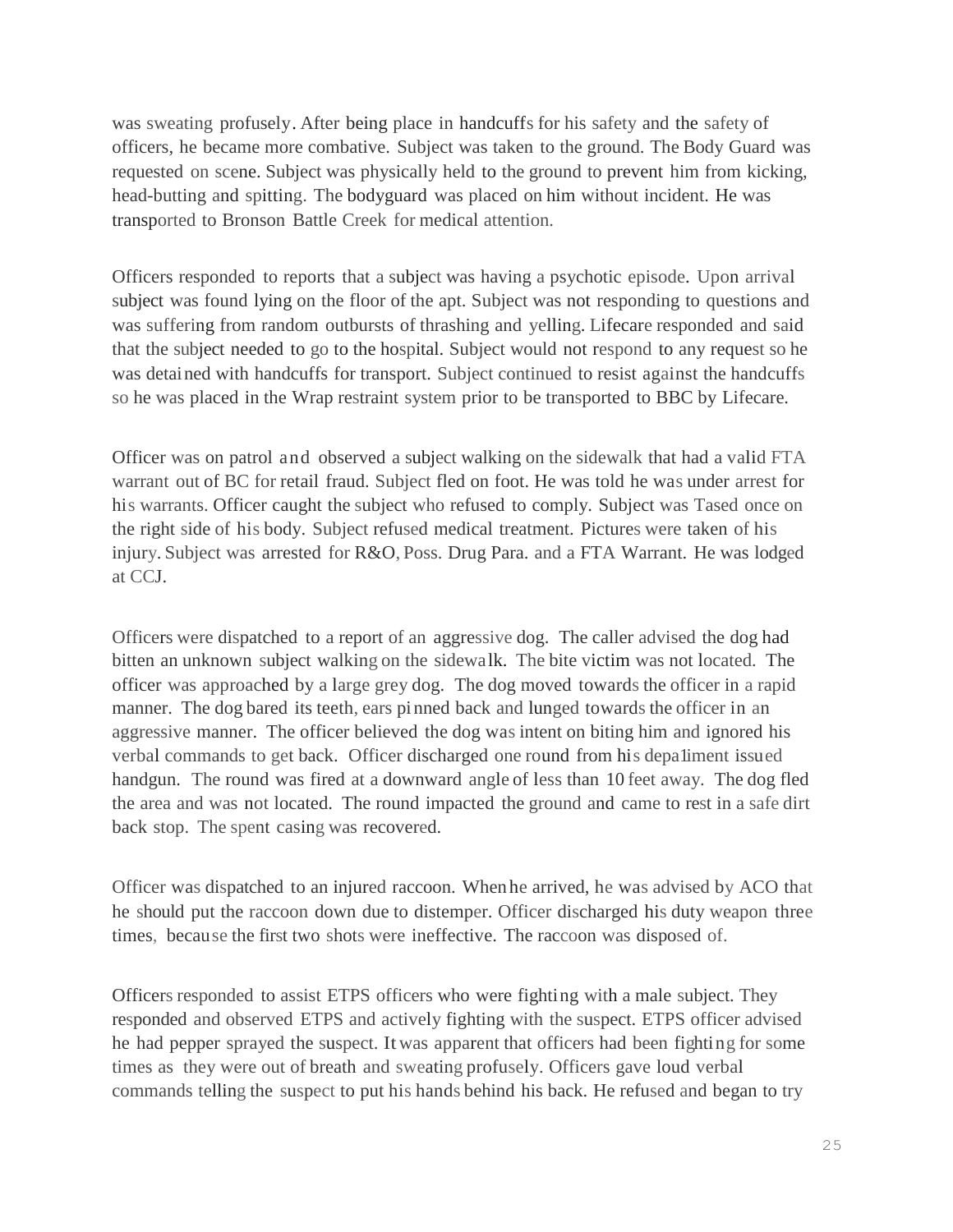was sweating profusely. After being place in handcuffs for his safety and the safety of officers, he became more combative. Subject was taken to the ground. The Body Guard was requested on scene. Subject was physically held to the ground to prevent him from kicking, head-butting and spitting. The bodyguard was placed on him without incident. He was transported to Bronson Battle Creek for medical attention.

Officers responded to reports that a subject was having a psychotic episode. Upon arrival subject was found lying on the floor of the apt. Subject was not responding to questions and was suffering from random outbursts of thrashing and yelling. Lifecare responded and said that the subject needed to go to the hospital. Subject would not respond to any request so he was detained with handcuffs for transport. Subject continued to resist against the handcuffs so he was placed in the Wrap restraint system prior to be transported to BBC by Lifecare.

Officer was on patrol and observed a subject walking on the sidewalk that had a valid FTA warrant out of BC for retail fraud. Subject fled on foot. He was told he was under arrest for his warrants. Officer caught the subject who refused to comply. Subject was Tased once on the right side of his body. Subject refused medical treatment. Pictures were taken of his injury. Subject was arrested for R&O, Poss. Drug Para. and a FTA Warrant. He was lodged at CCJ.

Officers were dispatched to a report of an aggressive dog. The caller advised the dog had bitten an unknown subject walking on the sidewalk. The bite victim was not located. The officer was approached by a large grey dog. The dog moved towards the officer in a rapid manner. The dog bared its teeth, ears pinned back and lunged towards the officer in an aggressive manner. The officer believed the dog was intent on biting him and ignored his verbal commands to get back. Officer discharged one round from his depa1iment issued handgun. The round was fired at a downward angle of less than 10 feet away. The dog fled the area and was not located. The round impacted the ground and came to rest in a safe dirt back stop. The spent casing was recovered.

Officer was dispatched to an injured raccoon. When he arrived, he was advised by ACO that he should put the raccoon down due to distemper. Officer discharged his duty weapon three times, because the first two shots were ineffective. The raccoon was disposed of.

Officers responded to assist ETPS officers who were fighting with a male subject. They responded and observed ETPS and actively fighting with the suspect. ETPS officer advised he had pepper sprayed the suspect. It was apparent that officers had been fighting for some times as they were out of breath and sweating profusely. Officers gave loud verbal commands telling the suspect to put his hands behind his back. He refused and began to try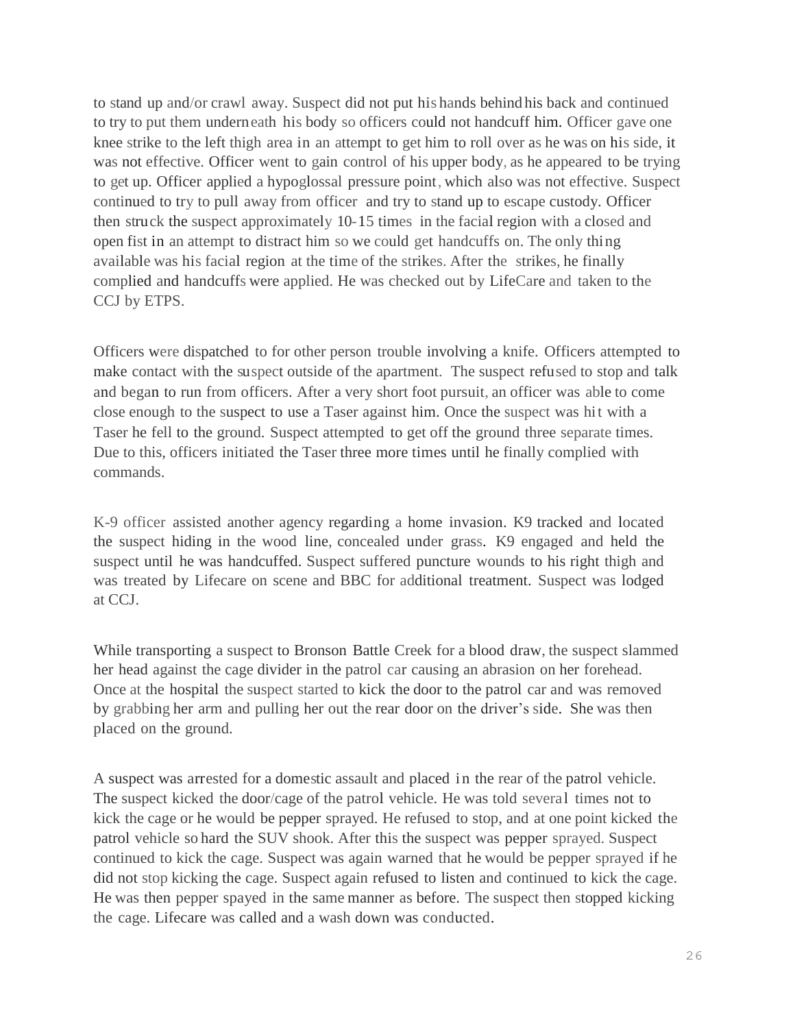to stand up and/or crawl away. Suspect did not put his hands behind his back and continued to try to put them underneath his body so officers could not handcuff him. Officer gave one knee strike to the left thigh area in an attempt to get him to roll over as he was on his side, it was not effective. Officer went to gain control of his upper body, as he appeared to be trying to get up. Officer applied a hypoglossal pressure point, which also was not effective. Suspect continued to try to pull away from officer and try to stand up to escape custody. Officer then struck the suspect approximately 10-15 times in the facial region with a closed and open fist in an attempt to distract him so we could get handcuffs on. The only thing available was his facial region at the time of the strikes. After the strikes, he finally complied and handcuffs were applied. He was checked out by LifeCare and taken to the CCJ by ETPS.

Officers were dispatched to for other person trouble involving a knife. Officers attempted to make contact with the suspect outside of the apartment. The suspect refused to stop and talk and began to run from officers. After a very short foot pursuit, an officer was able to come close enough to the suspect to use a Taser against him. Once the suspect was hit with a Taser he fell to the ground. Suspect attempted to get off the ground three separate times. Due to this, officers initiated the Taser three more times until he finally complied with commands.

K-9 officer assisted another agency regarding a home invasion. K9 tracked and located the suspect hiding in the wood line, concealed under grass. K9 engaged and held the suspect until he was handcuffed. Suspect suffered puncture wounds to his right thigh and was treated by Lifecare on scene and BBC for additional treatment. Suspect was lodged at CCJ.

While transporting a suspect to Bronson Battle Creek for a blood draw, the suspect slammed her head against the cage divider in the patrol car causing an abrasion on her forehead. Once at the hospital the suspect started to kick the door to the patrol car and was removed by grabbing her arm and pulling her out the rear door on the driver's side. She was then placed on the ground.

A suspect was arrested for a domestic assault and placed in the rear of the patrol vehicle. The suspect kicked the door/cage of the patrol vehicle. He was told several times not to kick the cage or he would be pepper sprayed. He refused to stop, and at one point kicked the patrol vehicle so hard the SUV shook. After this the suspect was pepper sprayed. Suspect continued to kick the cage. Suspect was again warned that he would be pepper sprayed if he did not stop kicking the cage. Suspect again refused to listen and continued to kick the cage. He was then pepper spayed in the same manner as before. The suspect then stopped kicking the cage. Lifecare was called and a wash down was conducted.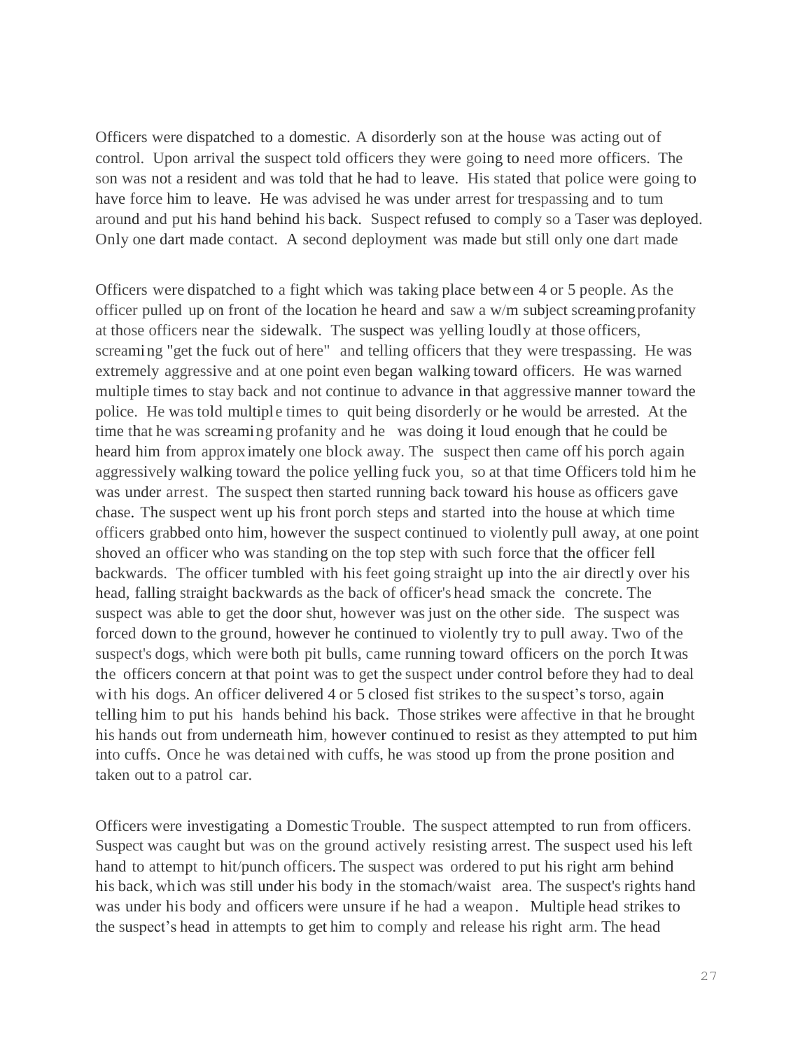Officers were dispatched to a domestic. A disorderly son at the house was acting out of control. Upon arrival the suspect told officers they were going to need more officers. The son was not a resident and was told that he had to leave. His stated that police were going to have force him to leave. He was advised he was under arrest for trespassing and to tum around and put his hand behind his back. Suspect refused to comply so a Taser was deployed. Only one dart made contact. A second deployment was made but still only one dart made

Officers were dispatched to a fight which was taking place between 4 or 5 people. As the officer pulled up on front of the location he heard and saw a w/m subject screaming profanity at those officers near the sidewalk. The suspect was yelling loudly at those officers, screaming "get the fuck out of here" and telling officers that they were trespassing. He was extremely aggressive and at one point even began walking toward officers. He was warned multiple times to stay back and not continue to advance in that aggressive manner toward the police. He was told multiple times to quit being disorderly or he would be arrested. At the time that he was screaming profanity and he was doing it loud enough that he could be heard him from approximately one block away. The suspect then came off his porch again aggressively walking toward the police yelling fuck you, so at that time Officers told him he was under arrest. The suspect then started running back toward his house as officers gave chase. The suspect went up his front porch steps and started into the house at which time officers grabbed onto him, however the suspect continued to violently pull away, at one point shoved an officer who was standing on the top step with such force that the officer fell backwards. The officer tumbled with his feet going straight up into the air directly over his head, falling straight backwards as the back of officer's head smack the concrete. The suspect was able to get the door shut, however was just on the other side. The suspect was forced down to the ground, however he continued to violently try to pull away. Two of the suspect's dogs, which were both pit bulls, came running toward officers on the porch It was the officers concern at that point was to get the suspect under control before they had to deal with his dogs. An officer delivered 4 or 5 closed fist strikes to the suspect's torso, again telling him to put his hands behind his back. Those strikes were affective in that he brought his hands out from underneath him, however continued to resist as they attempted to put him into cuffs. Once he was detained with cuffs, he was stood up from the prone position and taken out to a patrol car.

Officers were investigating a Domestic Trouble. The suspect attempted to run from officers. Suspect was caught but was on the ground actively resisting arrest. The suspect used his left hand to attempt to hit/punch officers. The suspect was ordered to put his right arm behind his back, which was still under his body in the stomach/waist area. The suspect's rights hand was under his body and officers were unsure if he had a weapon. Multiple head strikes to the suspect's head in attempts to get him to comply and release his right arm. The head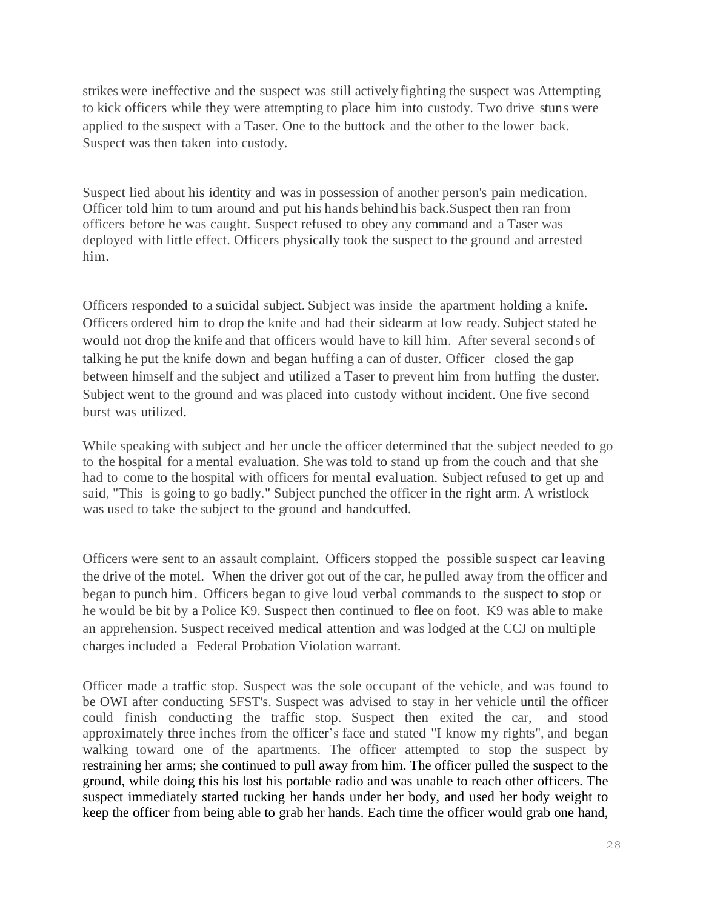strikes were ineffective and the suspect was still actively fighting the suspect was Attempting to kick officers while they were attempting to place him into custody. Two drive stuns were applied to the suspect with a Taser. One to the buttock and the other to the lower back. Suspect was then taken into custody.

Suspect lied about his identity and was in possession of another person's pain medication. Officer told him to tum around and put his hands behind his back.Suspect then ran from officers before he was caught. Suspect refused to obey any command and a Taser was deployed with little effect. Officers physically took the suspect to the ground and arrested him.

Officers responded to a suicidal subject. Subject was inside the apartment holding a knife. Officers ordered him to drop the knife and had their sidearm at low ready. Subject stated he would not drop the knife and that officers would have to kill him. After several seconds of talking he put the knife down and began huffing a can of duster. Officer closed the gap between himself and the subject and utilized a Taser to prevent him from huffing the duster. Subject went to the ground and was placed into custody without incident. One five second burst was utilized.

While speaking with subject and her uncle the officer determined that the subject needed to go to the hospital for a mental evaluation. She was told to stand up from the couch and that she had to come to the hospital with officers for mental evaluation. Subject refused to get up and said, "This is going to go badly." Subject punched the officer in the right arm. A wristlock was used to take the subject to the ground and handcuffed.

Officers were sent to an assault complaint. Officers stopped the possible suspect car leaving the drive of the motel. When the driver got out of the car, he pulled away from the officer and began to punch him. Officers began to give loud verbal commands to the suspect to stop or he would be bit by a Police K9. Suspect then continued to flee on foot. K9 was able to make an apprehension. Suspect received medical attention and was lodged at the CCJ on multiple charges included a Federal Probation Violation warrant.

Officer made a traffic stop. Suspect was the sole occupant of the vehicle, and was found to be OWI after conducting SFST's. Suspect was advised to stay in her vehicle until the officer could finish conducting the traffic stop. Suspect then exited the car, and stood approximately three inches from the officer's face and stated "I know my rights", and began walking toward one of the apartments. The officer attempted to stop the suspect by restraining her arms; she continued to pull away from him. The officer pulled the suspect to the ground, while doing this his lost his portable radio and was unable to reach other officers. The suspect immediately started tucking her hands under her body, and used her body weight to keep the officer from being able to grab her hands. Each time the officer would grab one hand,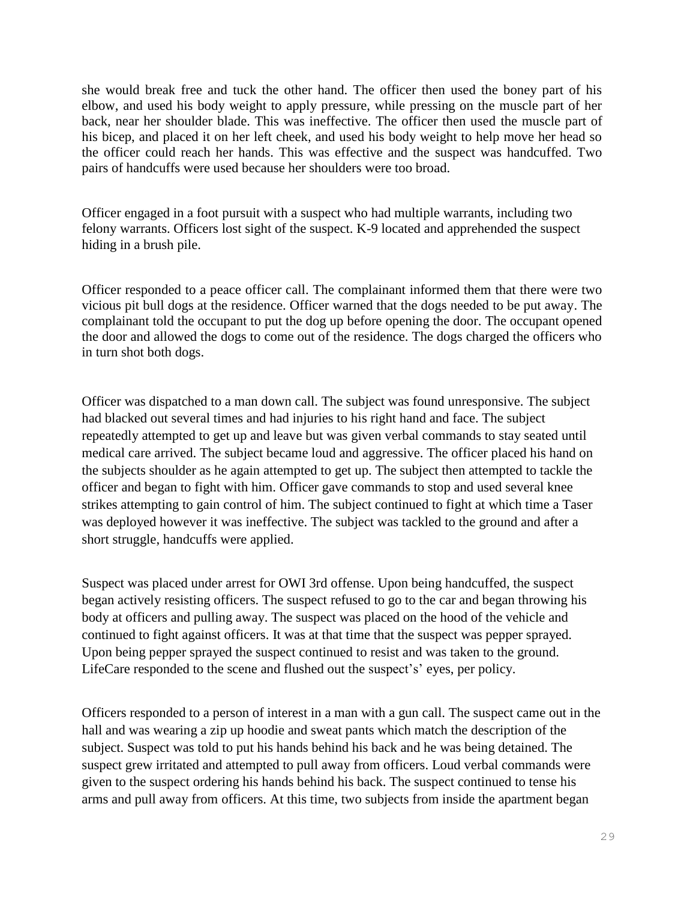she would break free and tuck the other hand. The officer then used the boney part of his elbow, and used his body weight to apply pressure, while pressing on the muscle part of her back, near her shoulder blade. This was ineffective. The officer then used the muscle part of his bicep, and placed it on her left cheek, and used his body weight to help move her head so the officer could reach her hands. This was effective and the suspect was handcuffed. Two pairs of handcuffs were used because her shoulders were too broad.

Officer engaged in a foot pursuit with a suspect who had multiple warrants, including two felony warrants. Officers lost sight of the suspect. K-9 located and apprehended the suspect hiding in a brush pile.

Officer responded to a peace officer call. The complainant informed them that there were two vicious pit bull dogs at the residence. Officer warned that the dogs needed to be put away. The complainant told the occupant to put the dog up before opening the door. The occupant opened the door and allowed the dogs to come out of the residence. The dogs charged the officers who in turn shot both dogs.

Officer was dispatched to a man down call. The subject was found unresponsive. The subject had blacked out several times and had injuries to his right hand and face. The subject repeatedly attempted to get up and leave but was given verbal commands to stay seated until medical care arrived. The subject became loud and aggressive. The officer placed his hand on the subjects shoulder as he again attempted to get up. The subject then attempted to tackle the officer and began to fight with him. Officer gave commands to stop and used several knee strikes attempting to gain control of him. The subject continued to fight at which time a Taser was deployed however it was ineffective. The subject was tackled to the ground and after a short struggle, handcuffs were applied.

Suspect was placed under arrest for OWI 3rd offense. Upon being handcuffed, the suspect began actively resisting officers. The suspect refused to go to the car and began throwing his body at officers and pulling away. The suspect was placed on the hood of the vehicle and continued to fight against officers. It was at that time that the suspect was pepper sprayed. Upon being pepper sprayed the suspect continued to resist and was taken to the ground. LifeCare responded to the scene and flushed out the suspect's' eyes, per policy.

Officers responded to a person of interest in a man with a gun call. The suspect came out in the hall and was wearing a zip up hoodie and sweat pants which match the description of the subject. Suspect was told to put his hands behind his back and he was being detained. The suspect grew irritated and attempted to pull away from officers. Loud verbal commands were given to the suspect ordering his hands behind his back. The suspect continued to tense his arms and pull away from officers. At this time, two subjects from inside the apartment began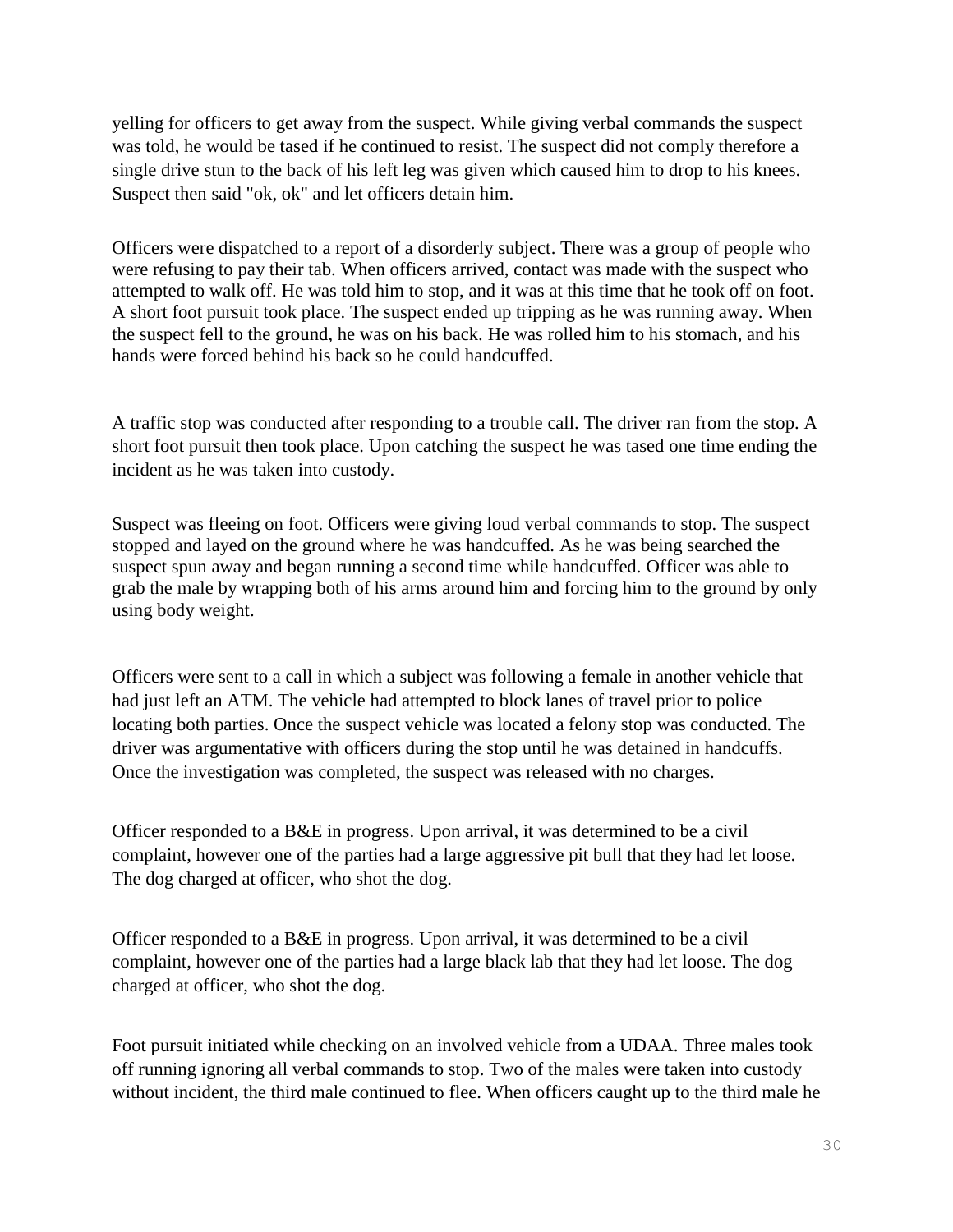yelling for officers to get away from the suspect. While giving verbal commands the suspect was told, he would be tased if he continued to resist. The suspect did not comply therefore a single drive stun to the back of his left leg was given which caused him to drop to his knees. Suspect then said "ok, ok" and let officers detain him.

Officers were dispatched to a report of a disorderly subject. There was a group of people who were refusing to pay their tab. When officers arrived, contact was made with the suspect who attempted to walk off. He was told him to stop, and it was at this time that he took off on foot. A short foot pursuit took place. The suspect ended up tripping as he was running away. When the suspect fell to the ground, he was on his back. He was rolled him to his stomach, and his hands were forced behind his back so he could handcuffed.

A traffic stop was conducted after responding to a trouble call. The driver ran from the stop. A short foot pursuit then took place. Upon catching the suspect he was tased one time ending the incident as he was taken into custody.

Suspect was fleeing on foot. Officers were giving loud verbal commands to stop. The suspect stopped and layed on the ground where he was handcuffed. As he was being searched the suspect spun away and began running a second time while handcuffed. Officer was able to grab the male by wrapping both of his arms around him and forcing him to the ground by only using body weight.

Officers were sent to a call in which a subject was following a female in another vehicle that had just left an ATM. The vehicle had attempted to block lanes of travel prior to police locating both parties. Once the suspect vehicle was located a felony stop was conducted. The driver was argumentative with officers during the stop until he was detained in handcuffs. Once the investigation was completed, the suspect was released with no charges.

Officer responded to a B&E in progress. Upon arrival, it was determined to be a civil complaint, however one of the parties had a large aggressive pit bull that they had let loose. The dog charged at officer, who shot the dog.

Officer responded to a B&E in progress. Upon arrival, it was determined to be a civil complaint, however one of the parties had a large black lab that they had let loose. The dog charged at officer, who shot the dog.

Foot pursuit initiated while checking on an involved vehicle from a UDAA. Three males took off running ignoring all verbal commands to stop. Two of the males were taken into custody without incident, the third male continued to flee. When officers caught up to the third male he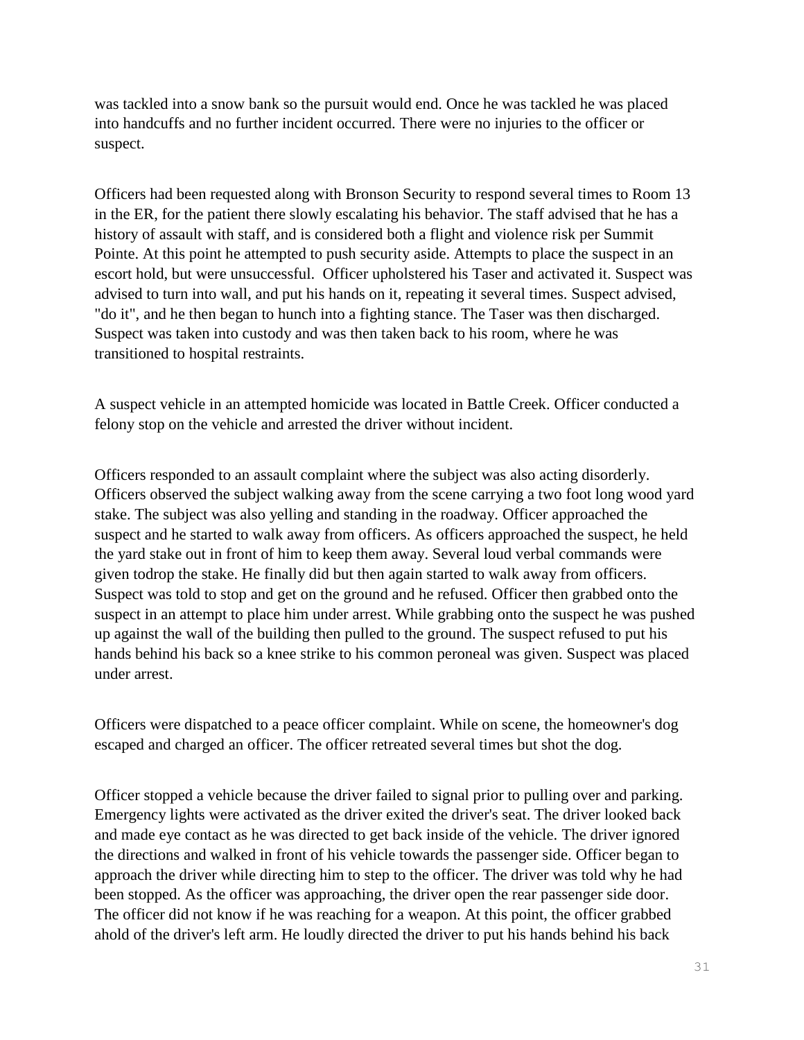was tackled into a snow bank so the pursuit would end. Once he was tackled he was placed into handcuffs and no further incident occurred. There were no injuries to the officer or suspect.

Officers had been requested along with Bronson Security to respond several times to Room 13 in the ER, for the patient there slowly escalating his behavior. The staff advised that he has a history of assault with staff, and is considered both a flight and violence risk per Summit Pointe. At this point he attempted to push security aside. Attempts to place the suspect in an escort hold, but were unsuccessful. Officer upholstered his Taser and activated it. Suspect was advised to turn into wall, and put his hands on it, repeating it several times. Suspect advised, "do it", and he then began to hunch into a fighting stance. The Taser was then discharged. Suspect was taken into custody and was then taken back to his room, where he was transitioned to hospital restraints.

A suspect vehicle in an attempted homicide was located in Battle Creek. Officer conducted a felony stop on the vehicle and arrested the driver without incident.

Officers responded to an assault complaint where the subject was also acting disorderly. Officers observed the subject walking away from the scene carrying a two foot long wood yard stake. The subject was also yelling and standing in the roadway. Officer approached the suspect and he started to walk away from officers. As officers approached the suspect, he held the yard stake out in front of him to keep them away. Several loud verbal commands were given todrop the stake. He finally did but then again started to walk away from officers. Suspect was told to stop and get on the ground and he refused. Officer then grabbed onto the suspect in an attempt to place him under arrest. While grabbing onto the suspect he was pushed up against the wall of the building then pulled to the ground. The suspect refused to put his hands behind his back so a knee strike to his common peroneal was given. Suspect was placed under arrest.

Officers were dispatched to a peace officer complaint. While on scene, the homeowner's dog escaped and charged an officer. The officer retreated several times but shot the dog.

Officer stopped a vehicle because the driver failed to signal prior to pulling over and parking. Emergency lights were activated as the driver exited the driver's seat. The driver looked back and made eye contact as he was directed to get back inside of the vehicle. The driver ignored the directions and walked in front of his vehicle towards the passenger side. Officer began to approach the driver while directing him to step to the officer. The driver was told why he had been stopped. As the officer was approaching, the driver open the rear passenger side door. The officer did not know if he was reaching for a weapon. At this point, the officer grabbed ahold of the driver's left arm. He loudly directed the driver to put his hands behind his back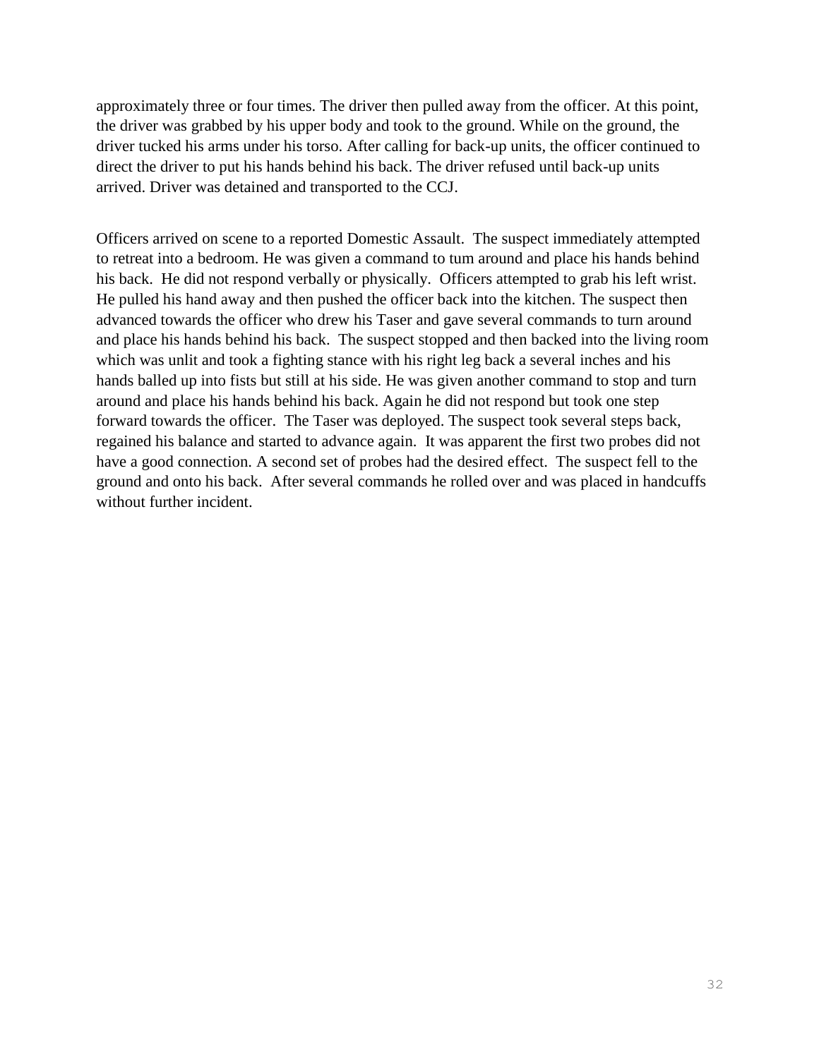approximately three or four times. The driver then pulled away from the officer. At this point, the driver was grabbed by his upper body and took to the ground. While on the ground, the driver tucked his arms under his torso. After calling for back-up units, the officer continued to direct the driver to put his hands behind his back. The driver refused until back-up units arrived. Driver was detained and transported to the CCJ.

Officers arrived on scene to a reported Domestic Assault. The suspect immediately attempted to retreat into a bedroom. He was given a command to tum around and place his hands behind his back. He did not respond verbally or physically. Officers attempted to grab his left wrist. He pulled his hand away and then pushed the officer back into the kitchen. The suspect then advanced towards the officer who drew his Taser and gave several commands to turn around and place his hands behind his back. The suspect stopped and then backed into the living room which was unlit and took a fighting stance with his right leg back a several inches and his hands balled up into fists but still at his side. He was given another command to stop and turn around and place his hands behind his back. Again he did not respond but took one step forward towards the officer. The Taser was deployed. The suspect took several steps back, regained his balance and started to advance again. It was apparent the first two probes did not have a good connection. A second set of probes had the desired effect. The suspect fell to the ground and onto his back. After several commands he rolled over and was placed in handcuffs without further incident.